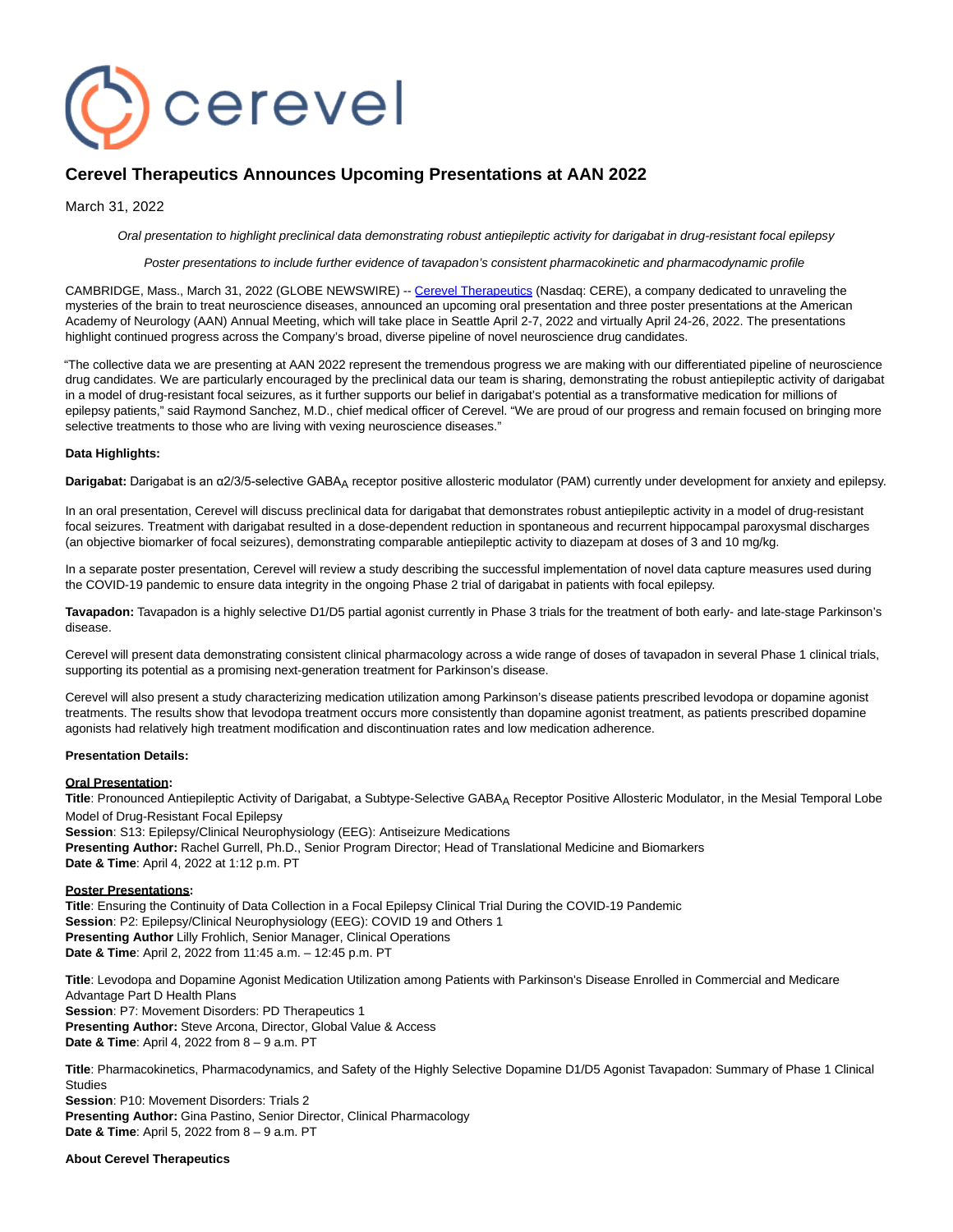# Cerevel Therapeutics Announces Upcoming Presentations at AAN 2022

March 31, 2022

*Oral presentation to highlight preclinical data demonstrating robust antiepileptic activity for darigabat in drug-resistant focal epilepsy*

*Poster presentations to include further evidence of tavapadon's consistent pharmacokinetic and pharmacodynamic profile*

CAMBRIDGE, Mass., March 31, 2022 (GLOBE NEWSWIRE) -- Cerevel Therapeutics (Nasdaq: CERE), a company dedicated to unraveling the mysteries of the brain to treat neuroscience diseases, announced an upcoming oral presentation and three poster presentations at the American Academy of Neurology (AAN) Annual Meeting, which will take place in Seattle April 2-7, 2022 and virtually April 24-26, 2022. The presentations highlight continued progress across the Company's broad, diverse pipeline of novel neuroscience drug candidates.

"The collective data we are presenting at AAN 2022 represent the tremendous progress we are making with our differentiated pipeline of neuroscience drug candidates. We are particularly encouraged by the preclinical data our team is sharing, demonstrating the robust antiepileptic activity of darigabat in a model of drug-resistant focal seizures, as it further supports our belief in darigabat's potential as a transformative medication for millions of epilepsy patients," said Raymond Sanchez, M.D., chief medical officer of Cerevel. "We are proud of our progress and remain focused on bringing more selective treatments to those who are living with vexing neuroscience diseases."

**Data Highlights:**

**Darigabat:** Darigabat is an α2/3/5-selective $GABA_A$ receptor positive allosteric modulator (PAM) currently under development for anxiety and epilepsy.

In an oral presentation, Cerevel will discuss preclinical data for darigabat that demonstrates robust antiepileptic activity in a model of drug-resistant focal seizures. Treatment with darigabat resulted in a dose-dependent reduction in spontaneous and recurrent hippocampal paroxysmal discharges (an objective biomarker of focal seizures), demonstrating comparable antiepileptic activity to diazepam at doses of 3 and 10 mg/kg.

In a separate poster presentation, Cerevel will review a study describing the successful implementation of novel data capture measures used during the COVID-19 pandemic to ensure data integrity in the ongoing Phase 2 trial of darigabat in patients with focal epilepsy.

**Tavapadon:** Tavapadon is a highly selective D1/D5 partial agonist currently in Phase 3 trials for the treatment of both early- and late-stage Parkinson's disease.

Cerevel will present data demonstrating consistent clinical pharmacology across a wide range of doses of tavapadon in several Phase 1 clinical trials, supporting its potential as a promising next-generation treatment for Parkinson's disease.

Cerevel will also present a study characterizing medication utilization among Parkinson's disease patients prescribed levodopa or dopamine agonist treatments. The results show that levodopa treatment occurs more consistently than dopamine agonist treatment, as patients prescribed dopamine agonists had relatively high treatment modification and discontinuation rates and low medication adherence.

**Presentation Details:**

**Oral Presentation:**
**Title**: Pronounced Antiepileptic Activity of Darigabat, a Subtype-Selective $GABA_A$ Receptor Positive Allosteric Modulator, in the Mesial Temporal Lobe Model of Drug-Resistant Focal Epilepsy
**Session**: S13: Epilepsy/Clinical Neurophysiology (EEG): Antiseizure Medications
**Presenting Author:** Rachel Gurrell, Ph.D., Senior Program Director; Head of Translational Medicine and Biomarkers
**Date & Time**: April 4, 2022 at 1:12 p.m. PT

**Poster Presentations:**
**Title**: Ensuring the Continuity of Data Collection in a Focal Epilepsy Clinical Trial During the COVID-19 Pandemic
**Session**: P2: Epilepsy/Clinical Neurophysiology (EEG): COVID 19 and Others 1
**Presenting Author** Lilly Frohlich, Senior Manager, Clinical Operations
**Date & Time**: April 2, 2022 from 11:45 a.m. – 12:45 p.m. PT

**Title**: Levodopa and Dopamine Agonist Medication Utilization among Patients with Parkinson's Disease Enrolled in Commercial and Medicare Advantage Part D Health Plans
**Session**: P7: Movement Disorders: PD Therapeutics 1
**Presenting Author:** Steve Arcona, Director, Global Value & Access
**Date & Time**: April 4, 2022 from 8 – 9 a.m. PT

**Title**: Pharmacokinetics, Pharmacodynamics, and Safety of the Highly Selective Dopamine D1/D5 Agonist Tavapadon: Summary of Phase 1 Clinical Studies
**Session**: P10: Movement Disorders: Trials 2
**Presenting Author:** Gina Pastino, Senior Director, Clinical Pharmacology
**Date & Time**: April 5, 2022 from 8 – 9 a.m. PT

**About Cerevel Therapeutics**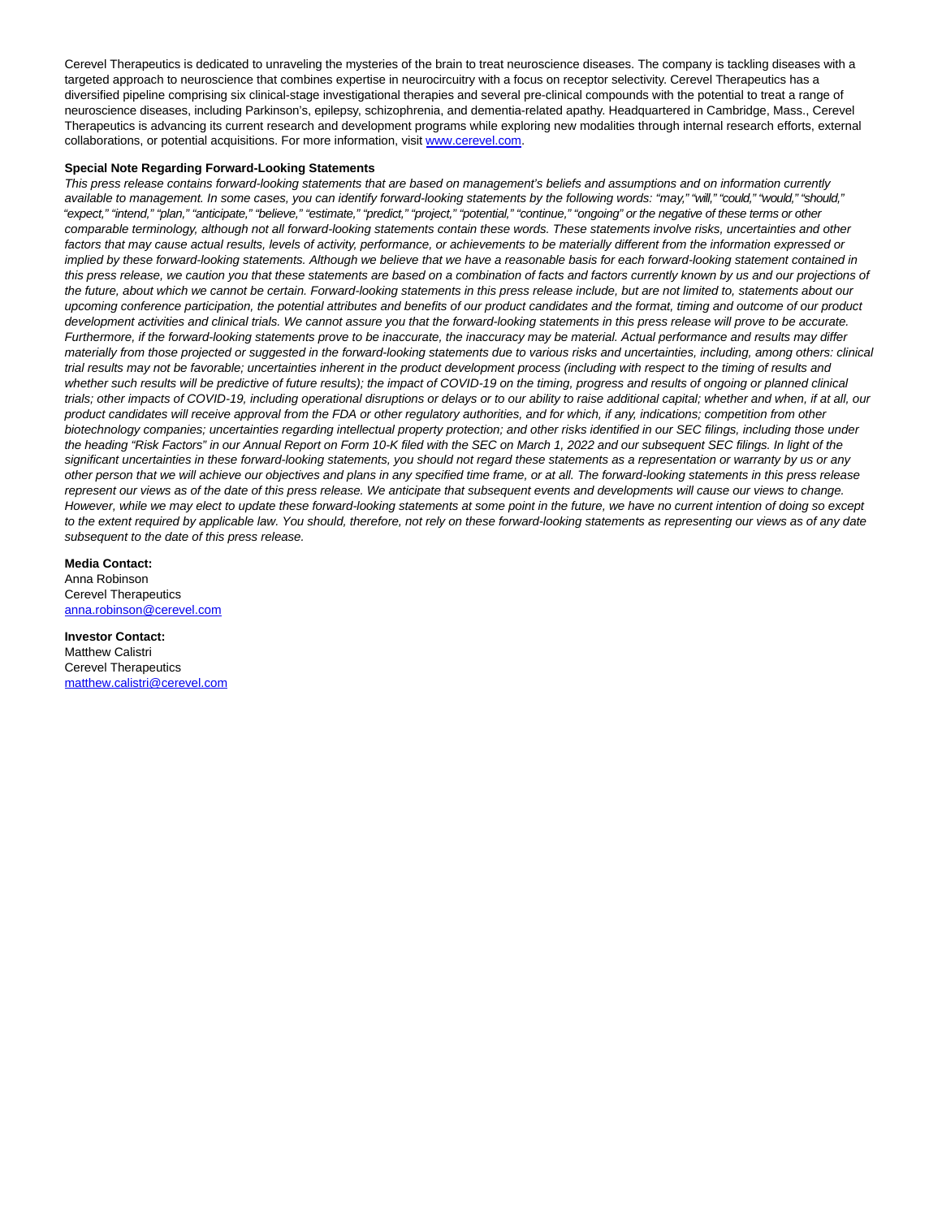Cerevel Therapeutics is dedicated to unraveling the mysteries of the brain to treat neuroscience diseases. The company is tackling diseases with a targeted approach to neuroscience that combines expertise in neurocircuitry with a focus on receptor selectivity. Cerevel Therapeutics has a diversified pipeline comprising six clinical-stage investigational therapies and several pre-clinical compounds with the potential to treat a range of neuroscience diseases, including Parkinson's, epilepsy, schizophrenia, and dementia-related apathy. Headquartered in Cambridge, Mass., Cerevel Therapeutics is advancing its current research and development programs while exploring new modalities through internal research efforts, external collaborations, or potential acquisitions. For more information, visit [www.cerevel.com](http://www.cerevel.com).

**Special Note Regarding Forward-Looking Statements**

*This press release contains forward-looking statements that are based on management's beliefs and assumptions and on information currently available to management. In some cases, you can identify forward-looking statements by the following words: "may," "will," "could," "would," "should," "expect," "intend," "plan," "anticipate," "believe," "estimate," "predict," "project," "potential," "continue," "ongoing" or the negative of these terms or other comparable terminology, although not all forward-looking statements contain these words. These statements involve risks, uncertainties and other factors that may cause actual results, levels of activity, performance, or achievements to be materially different from the information expressed or implied by these forward-looking statements. Although we believe that we have a reasonable basis for each forward-looking statement contained in this press release, we caution you that these statements are based on a combination of facts and factors currently known by us and our projections of the future, about which we cannot be certain. Forward-looking statements in this press release include, but are not limited to, statements about our upcoming conference participation, the potential attributes and benefits of our product candidates and the format, timing and outcome of our product development activities and clinical trials. We cannot assure you that the forward-looking statements in this press release will prove to be accurate. Furthermore, if the forward-looking statements prove to be inaccurate, the inaccuracy may be material. Actual performance and results may differ materially from those projected or suggested in the forward-looking statements due to various risks and uncertainties, including, among others: clinical trial results may not be favorable; uncertainties inherent in the product development process (including with respect to the timing of results and whether such results will be predictive of future results); the impact of COVID-19 on the timing, progress and results of ongoing or planned clinical trials; other impacts of COVID-19, including operational disruptions or delays or to our ability to raise additional capital; whether and when, if at all, our product candidates will receive approval from the FDA or other regulatory authorities, and for which, if any, indications; competition from other biotechnology companies; uncertainties regarding intellectual property protection; and other risks identified in our SEC filings, including those under the heading "Risk Factors" in our Annual Report on Form 10-K filed with the SEC on March 1, 2022 and our subsequent SEC filings. In light of the significant uncertainties in these forward-looking statements, you should not regard these statements as a representation or warranty by us or any other person that we will achieve our objectives and plans in any specified time frame, or at all. The forward-looking statements in this press release represent our views as of the date of this press release. We anticipate that subsequent events and developments will cause our views to change. However, while we may elect to update these forward-looking statements at some point in the future, we have no current intention of doing so except to the extent required by applicable law. You should, therefore, not rely on these forward-looking statements as representing our views as of any date subsequent to the date of this press release.*

**Media Contact:**
Anna Robinson
Cerevel Therapeutics
[anna.robinson@cerevel.com](mailto:anna.robinson@cerevel.com)

**Investor Contact:**
Matthew Calistri
Cerevel Therapeutics
[matthew.calistri@cerevel.com](mailto:matthew.calistri@cerevel.com)